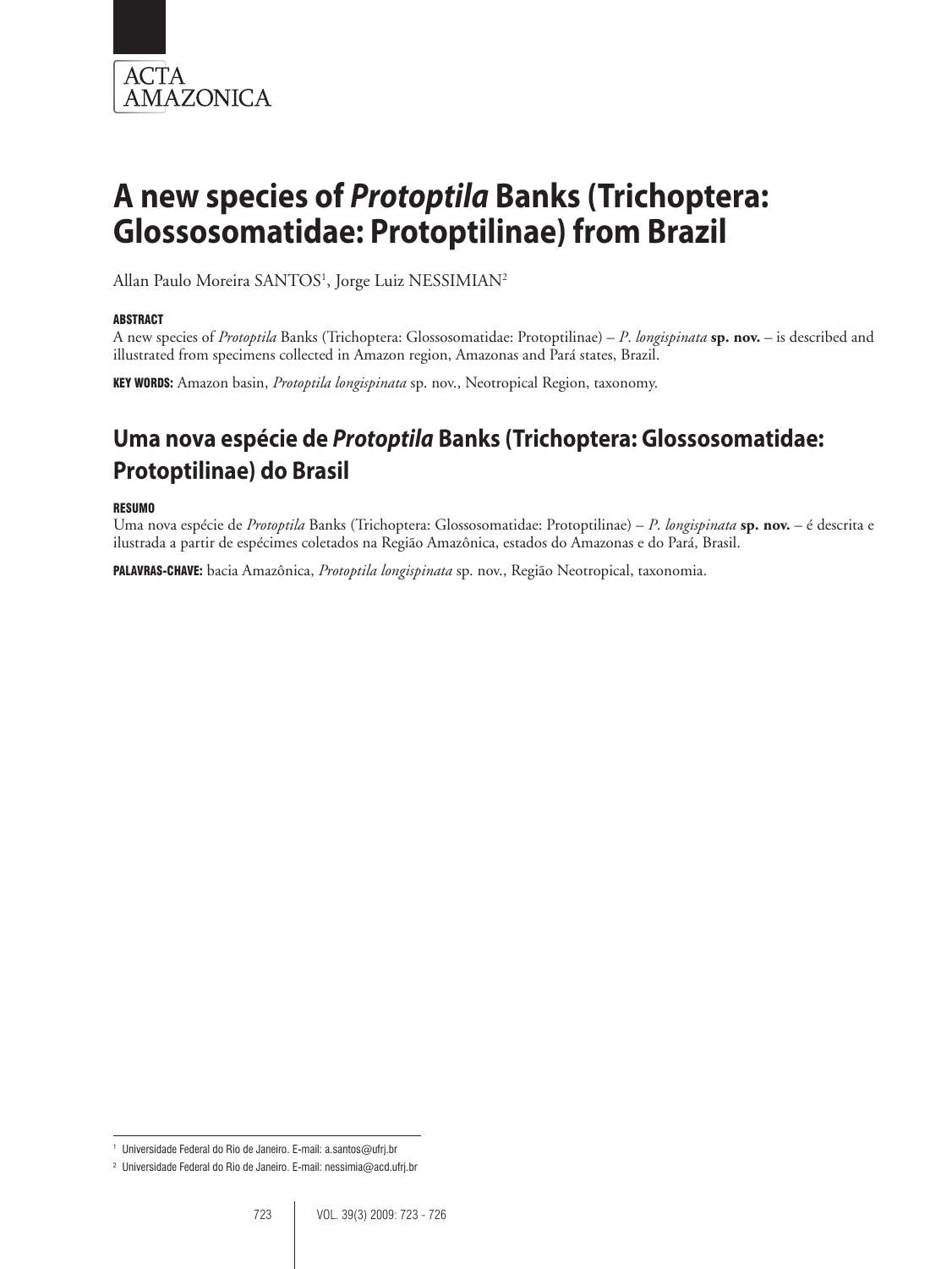# A new species of *Protoptila* Banks (Trichoptera: Glossosomatidae: Protoptilinae) from Brazil

Allan Paulo Moreira SANTOS[1], Jorge Luiz NESSIMIAN[2]

### ABSTRACT

A new species of *Protoptila* Banks (Trichoptera: Glossosomatidae: Protoptilinae) – *P. longispinata* **sp. nov.** – is described and illustrated from specimens collected in Amazon region, Amazonas and Pará states, Brazil.

**KEY WORDS:** Amazon basin, *Protoptila longispinata* sp. nov., Neotropical Region, taxonomy.

# Uma nova espécie de *Protoptila* Banks (Trichoptera: Glossosomatidae: Protoptilinae) do Brasil

### RESUMO

Uma nova espécie de *Protoptila* Banks (Trichoptera: Glossosomatidae: Protoptilinae) – *P. longispinata* **sp. nov.** – é descrita e ilustrada a partir de espécimes coletados na Região Amazônica, estados do Amazonas e do Pará, Brasil.

**PALAVRAS-CHAVE:** bacia Amazônica, *Protoptila longispinata* sp. nov., Região Neotropical, taxonomia.

---

[1] Universidade Federal do Rio de Janeiro. E-mail: a.santos@ufrj.br

[2] Universidade Federal do Rio de Janeiro. E-mail: nessimia@acd.ufrj.br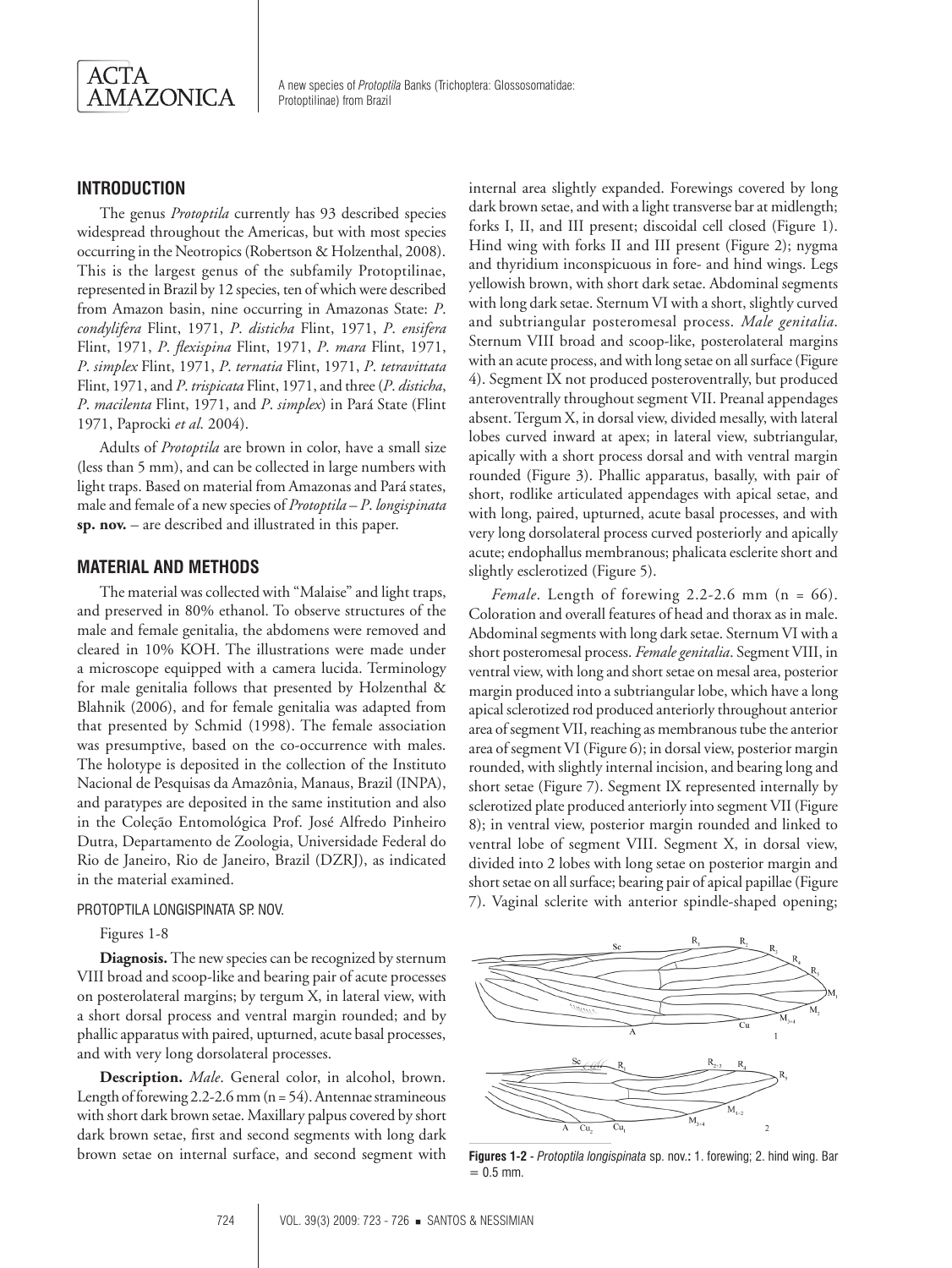## INTRODUCTION

The genus *Protoptila* currently has 93 described species widespread throughout the Americas, but with most species occurring in the Neotropics (Robertson & Holzenthal, 2008). This is the largest genus of the subfamily Protoptilinae, represented in Brazil by 12 species, ten of which were described from Amazon basin, nine occurring in Amazonas State: *P. condylifera* Flint, 1971, *P. disticha* Flint, 1971, *P. ensifera* Flint, 1971, *P. flexispina* Flint, 1971, *P. mara* Flint, 1971, *P. simplex* Flint, 1971, *P. ternatia* Flint, 1971, *P. tetravittata* Flint, 1971, and *P. trispicata* Flint, 1971, and three (*P. disticha*, *P. macilenta* Flint, 1971, and *P. simplex*) in Pará State (Flint 1971, Paprocki *et al*. 2004).

Adults of *Protoptila* are brown in color, have a small size (less than 5 mm), and can be collected in large numbers with light traps. Based on material from Amazonas and Pará states, male and female of a new species of *Protoptila* – *P. longispinata* **sp. nov.** – are described and illustrated in this paper.

## MATERIAL AND METHODS

The material was collected with "Malaise" and light traps, and preserved in 80% ethanol. To observe structures of the male and female genitalia, the abdomens were removed and cleared in 10% KOH. The illustrations were made under a microscope equipped with a camera lucida. Terminology for male genitalia follows that presented by Holzenthal & Blahnik (2006), and for female genitalia was adapted from that presented by Schmid (1998). The female association was presumptive, based on the co-occurrence with males. The holotype is deposited in the collection of the Instituto Nacional de Pesquisas da Amazônia, Manaus, Brazil (INPA), and paratypes are deposited in the same institution and also in the Coleção Entomológica Prof. José Alfredo Pinheiro Dutra, Departamento de Zoologia, Universidade Federal do Rio de Janeiro, Rio de Janeiro, Brazil (DZRJ), as indicated in the material examined.

### PROTOPTILA LONGISPINATA SP. NOV.

Figures 1-8

**Diagnosis.** The new species can be recognized by sternum VIII broad and scoop-like and bearing pair of acute processes on posterolateral margins; by tergum X, in lateral view, with a short dorsal process and ventral margin rounded; and by phallic apparatus with paired, upturned, acute basal processes, and with very long dorsolateral processes.

**Description.** *Male*. General color, in alcohol, brown. Length of forewing 2.2-2.6 mm (n = 54). Antennae stramineous with short dark brown setae. Maxillary palpus covered by short dark brown setae, first and second segments with long dark brown setae on internal surface, and second segment with internal area slightly expanded. Forewings covered by long dark brown setae, and with a light transverse bar at midlength; forks I, II, and III present; discoidal cell closed (Figure 1). Hind wing with forks II and III present (Figure 2); nygma and thyridium inconspicuous in fore- and hind wings. Legs yellowish brown, with short dark setae. Abdominal segments with long dark setae. Sternum VI with a short, slightly curved and subtriangular posteromesal process. *Male genitalia*. Sternum VIII broad and scoop-like, posterolateral margins with an acute process, and with long setae on all surface (Figure 4). Segment IX not produced posteroventrally, but produced anteroventrally throughout segment VII. Preanal appendages absent. Tergum X, in dorsal view, divided mesally, with lateral lobes curved inward at apex; in lateral view, subtriangular, apically with a short process dorsal and with ventral margin rounded (Figure 3). Phallic apparatus, basally, with pair of short, rodlike articulated appendages with apical setae, and with long, paired, upturned, acute basal processes, and with very long dorsolateral process curved posteriorly and apically acute; endophallus membranous; phalicata esclerite short and slightly esclerotized (Figure 5).

*Female*. Length of forewing 2.2-2.6 mm (n = 66). Coloration and overall features of head and thorax as in male. Abdominal segments with long dark setae. Sternum VI with a short posteromesal process. *Female genitalia*. Segment VIII, in ventral view, with long and short setae on mesal area, posterior margin produced into a subtriangular lobe, which have a long apical sclerotized rod produced anteriorly throughout anterior area of segment VII, reaching as membranous tube the anterior area of segment VI (Figure 6); in dorsal view, posterior margin rounded, with slightly internal incision, and bearing long and short setae (Figure 7). Segment IX represented internally by sclerotized plate produced anteriorly into segment VII (Figure 8); in ventral view, posterior margin rounded and linked to ventral lobe of segment VIII. Segment X, in dorsal view, divided into 2 lobes with long setae on posterior margin and short setae on all surface; bearing pair of apical papillae (Figure 7). Vaginal sclerite with anterior spindle-shaped opening;

**Figures 1-2** - *Protoptila longispinata* sp. nov.**:** 1. forewing; 2. hind wing. Bar = 0.5 mm.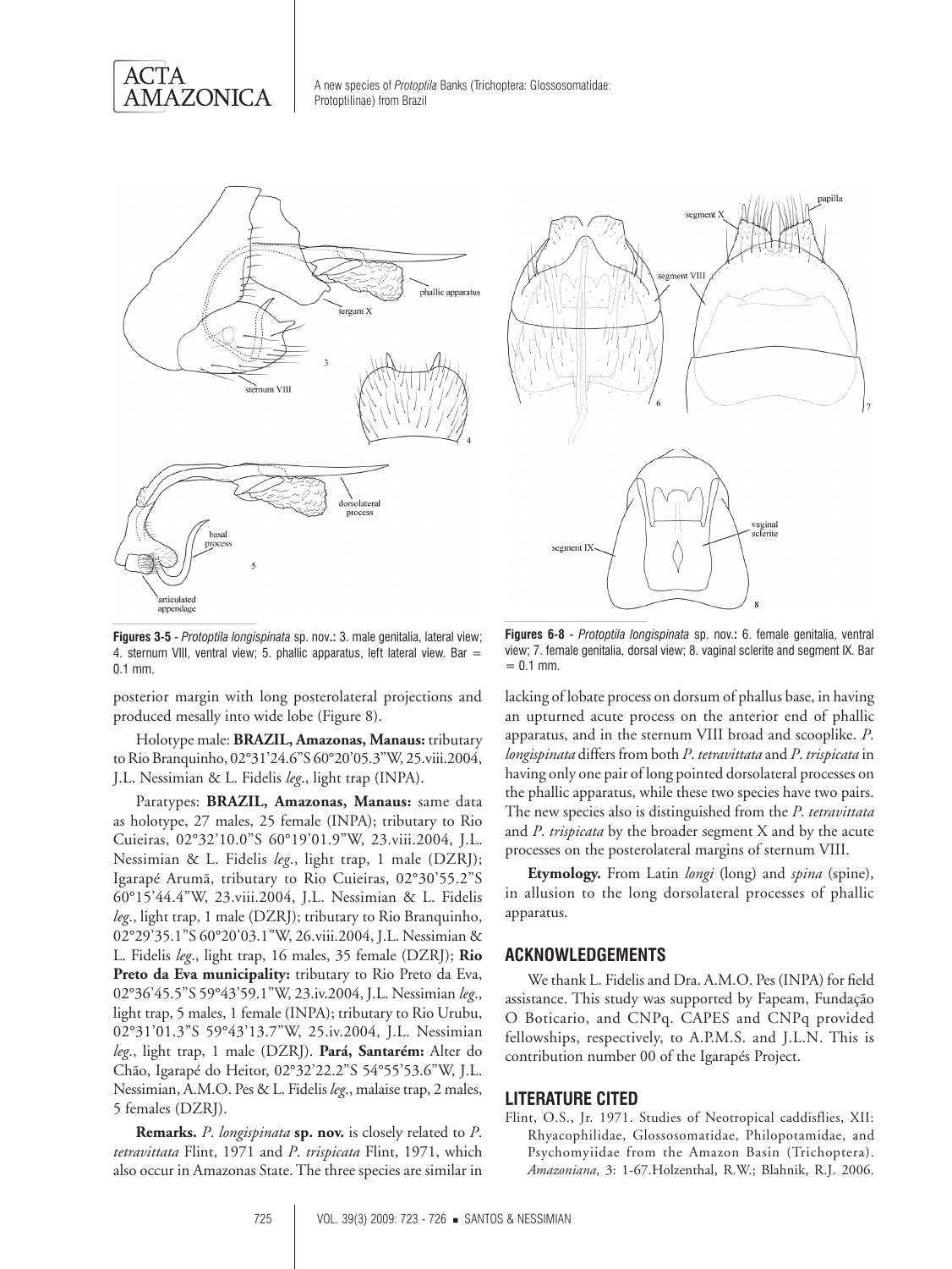Figures 3-5 - *Protoptila longispinata* sp. nov.: 3. male genitalia, lateral view; 4. sternum VIII, ventral view; 5. phallic apparatus, left lateral view. Bar = 0.1 mm.

Figures 6-8 - *Protoptila longispinata* sp. nov.: 6. female genitalia, ventral view; 7. female genitalia, dorsal view; 8. vaginal sclerite and segment IX. Bar = 0.1 mm.

posterior margin with long posterolateral projections and produced mesally into wide lobe (Figure 8).

Holotype male: **BRAZIL, Amazonas, Manaus:** tributary to Rio Branquinho, 02°31'24.6"S 60°20'05.3"W, 25.viii.2004, J.L. Nessimian & L. Fidelis *leg*., light trap (INPA).

Paratypes: **BRAZIL, Amazonas, Manaus:** same data as holotype, 27 males, 25 female (INPA); tributary to Rio Cuieiras, 02°32'10.0"S 60°19'01.9"W, 23.viii.2004, J.L. Nessimian & L. Fidelis *leg*., light trap, 1 male (DZRJ); Igarapé Arumã, tributary to Rio Cuieiras, 02°30'55.2"S 60°15'44.4"W, 23.viii.2004, J.L. Nessimian & L. Fidelis *leg*., light trap, 1 male (DZRJ); tributary to Rio Branquinho, 02°29'35.1"S 60°20'03.1"W, 26.viii.2004, J.L. Nessimian & L. Fidelis *leg*., light trap, 16 males, 35 female (DZRJ); **Rio Preto da Eva municipality:** tributary to Rio Preto da Eva, 02°36'45.5"S 59°43'59.1"W, 23.iv.2004, J.L. Nessimian *leg*., light trap, 5 males, 1 female (INPA); tributary to Rio Urubu, 02°31'01.3"S 59°43'13.7"W, 25.iv.2004, J.L. Nessimian *leg*., light trap, 1 male (DZRJ). **Pará, Santarém:** Alter do Chão, Igarapé do Heitor, 02°32'22.2"S 54°55'53.6"W, J.L. Nessimian, A.M.O. Pes & L. Fidelis *leg*., malaise trap, 2 males, 5 females (DZRJ).

**Remarks.** *P. longispinata* **sp. nov.** is closely related to *P. tetravittata* Flint, 1971 and *P. trispicata* Flint, 1971, which also occur in Amazonas State. The three species are similar in lacking of lobate process on dorsum of phallus base, in having an upturned acute process on the anterior end of phallic apparatus, and in the sternum VIII broad and scooplike. *P. longispinata* differs from both *P. tetravittata* and *P. trispicata* in having only one pair of long pointed dorsolateral processes on the phallic apparatus, while these two species have two pairs. The new species also is distinguished from the *P. tetravittata* and *P. trispicata* by the broader segment X and by the acute processes on the posterolateral margins of sternum VIII.

**Etymology.** From Latin *longi* (long) and *spina* (spine), in allusion to the long dorsolateral processes of phallic apparatus.

## ACKNOWLEDGEMENTS

We thank L. Fidelis and Dra. A.M.O. Pes (INPA) for field assistance. This study was supported by Fapeam, Fundação O Boticario, and CNPq. CAPES and CNPq provided fellowships, respectively, to A.P.M.S. and J.L.N. This is contribution number 00 of the Igarapés Project.

## LITERATURE CITED

Flint, O.S., Jr. 1971. Studies of Neotropical caddisflies, XII: Rhyacophilidae, Glossosomatidae, Philopotamidae, and Psychomyiidae from the Amazon Basin (Trichoptera). *Amazoniana*, 3: 1-67.Holzenthal, R.W.; Blahnik, R.J. 2006.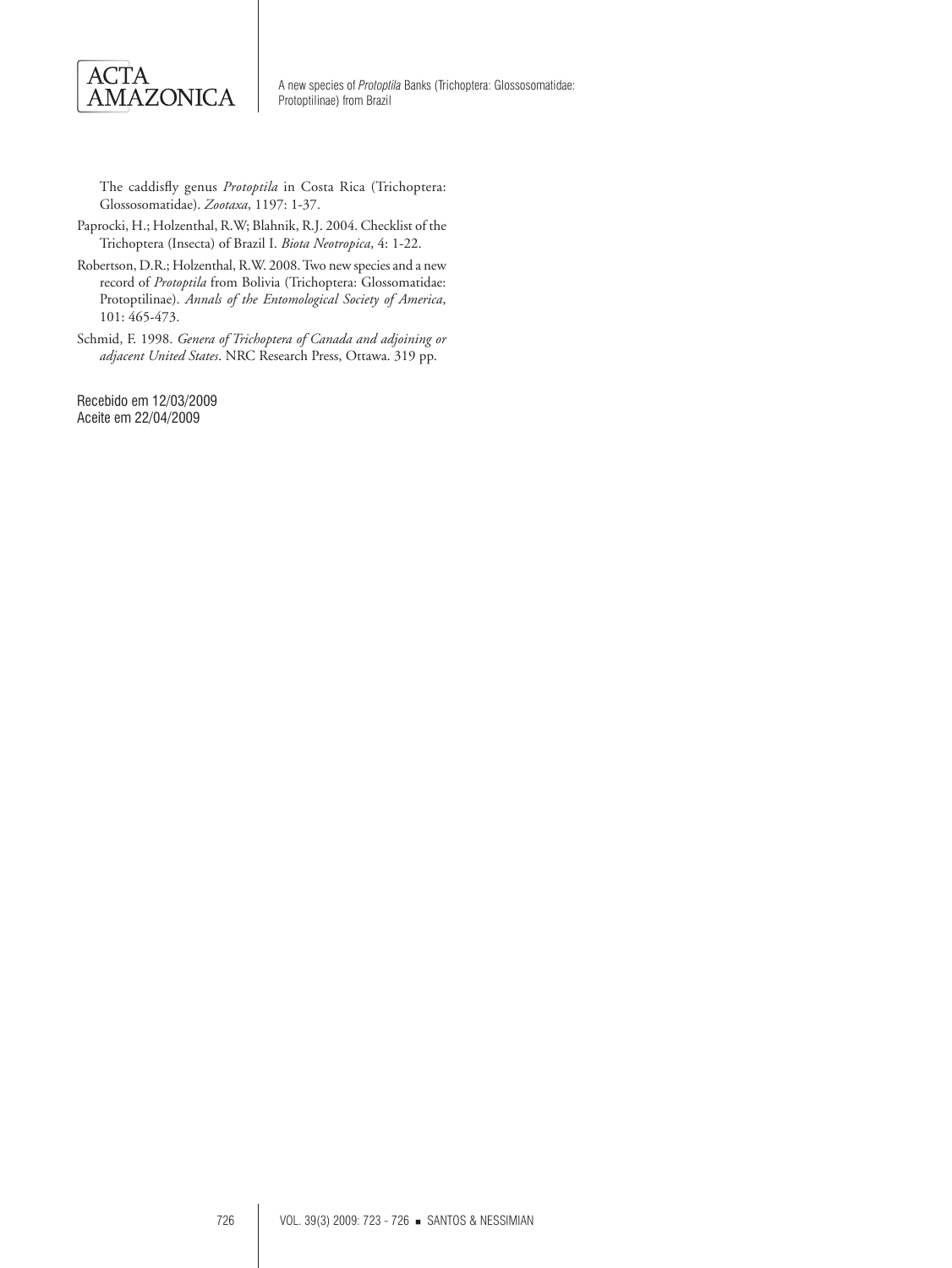The caddisfly genus *Protoptila* in Costa Rica (Trichoptera: Glossosomatidae). *Zootaxa*, 1197: 1-37.

Paprocki, H.; Holzenthal, R.W; Blahnik, R.J. 2004. Checklist of the Trichoptera (Insecta) of Brazil I. *Biota Neotropica*, 4: 1-22.

Robertson, D.R.; Holzenthal, R.W. 2008. Two new species and a new record of *Protoptila* from Bolivia (Trichoptera: Glossomatidae: Protoptilinae). *Annals of the Entomological Society of America*, 101: 465-473.

Schmid, F. 1998. *Genera of Trichoptera of Canada and adjoining or adjacent United States*. NRC Research Press, Ottawa. 319 pp.

Recebido em 12/03/2009
Aceite em 22/04/2009